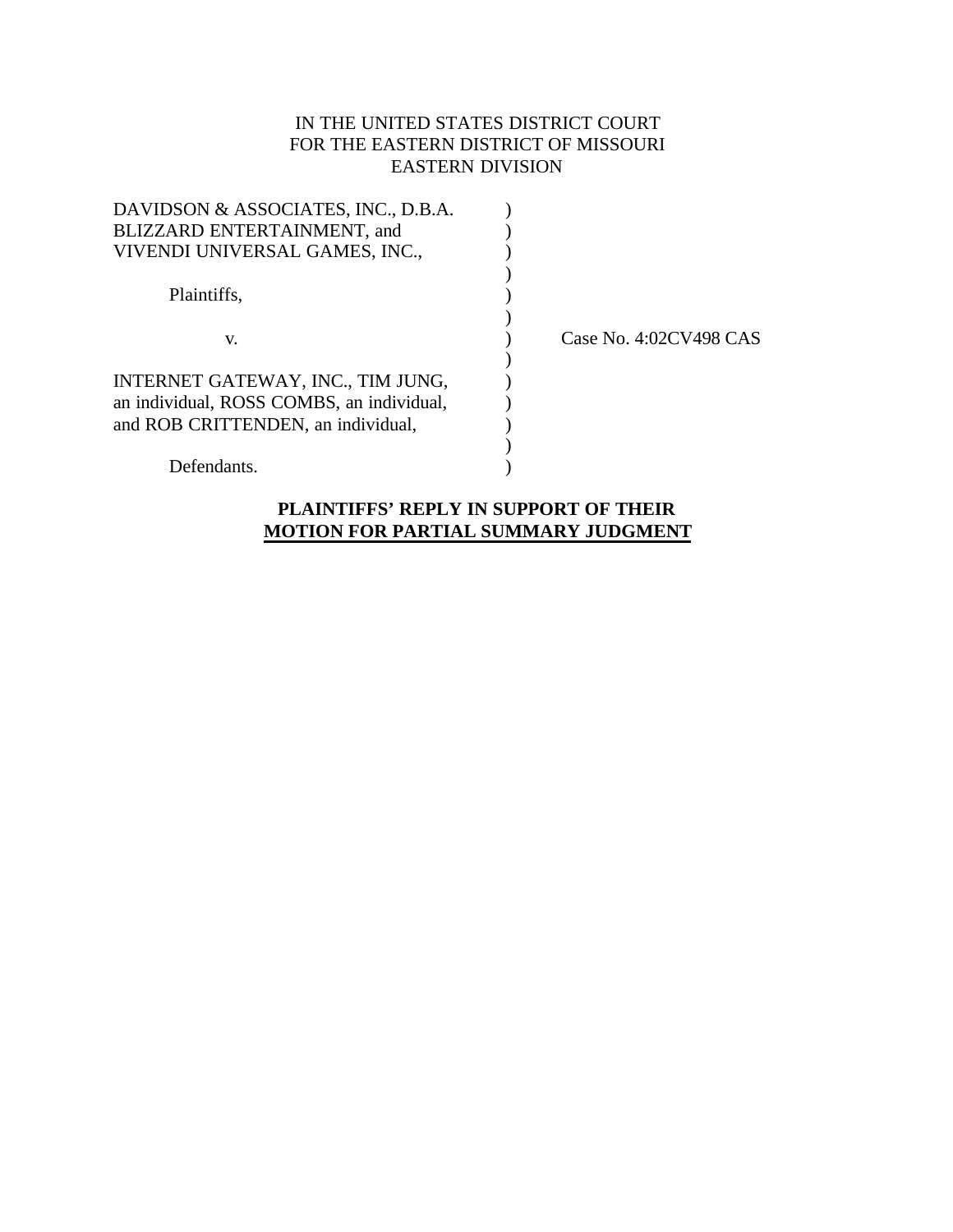IN THE UNITED STATES DISTRICT COURT
FOR THE EASTERN DISTRICT OF MISSOURI
EASTERN DIVISION

| | | |
|---|---|---|
| DAVIDSON & ASSOCIATES, INC., D.B.A. BLIZZARD ENTERTAINMENT, and VIVENDI UNIVERSAL GAMES, INC., | ) | |
| Plaintiffs, | ) | |
| v. | ) | Case No. 4:02CV498 CAS |
| INTERNET GATEWAY, INC., TIM JUNG, an individual, ROSS COMBS, an individual, and ROB CRITTENDEN, an individual, | ) | |
| Defendants. | ) | |

**PLAINTIFFS' REPLY IN SUPPORT OF THEIR**
**MOTION FOR PARTIAL SUMMARY JUDGMENT**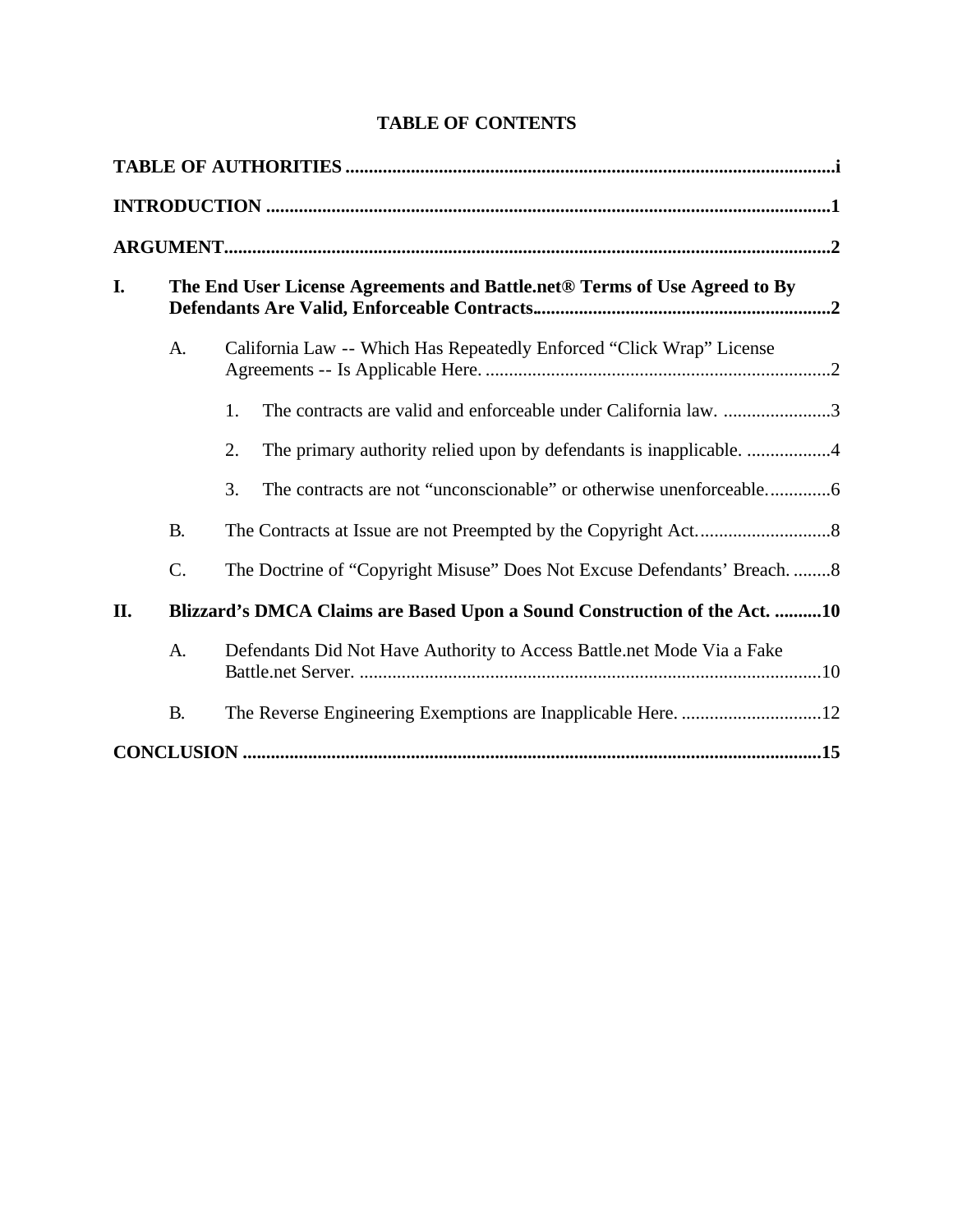# TABLE OF CONTENTS

**TABLE OF AUTHORITIES** .......................................................................................................i

**INTRODUCTION** .....................................................................................................................1

**ARGUMENT**..............................................................................................................................2

**I. The End User License Agreements and Battle.net® Terms of Use Agreed to By Defendants Are Valid, Enforceable Contracts**...............................................................2

- A. California Law -- Which Has Repeatedly Enforced "Click Wrap" License Agreements -- Is Applicable Here. .........................................................................2
  - 1. The contracts are valid and enforceable under California law. .......................3
  - 2. The primary authority relied upon by defendants is inapplicable. ..................4
  - 3. The contracts are not "unconscionable" or otherwise unenforceable..............6
- B. The Contracts at Issue are not Preempted by the Copyright Act.............................8
- C. The Doctrine of "Copyright Misuse" Does Not Excuse Defendants' Breach. ........8

**II. Blizzard's DMCA Claims are Based Upon a Sound Construction of the Act. ..........10**

- A. Defendants Did Not Have Authority to Access Battle.net Mode Via a Fake Battle.net Server. ..................................................................................................10
- B. The Reverse Engineering Exemptions are Inapplicable Here. ..............................12

**CONCLUSION** .........................................................................................................................15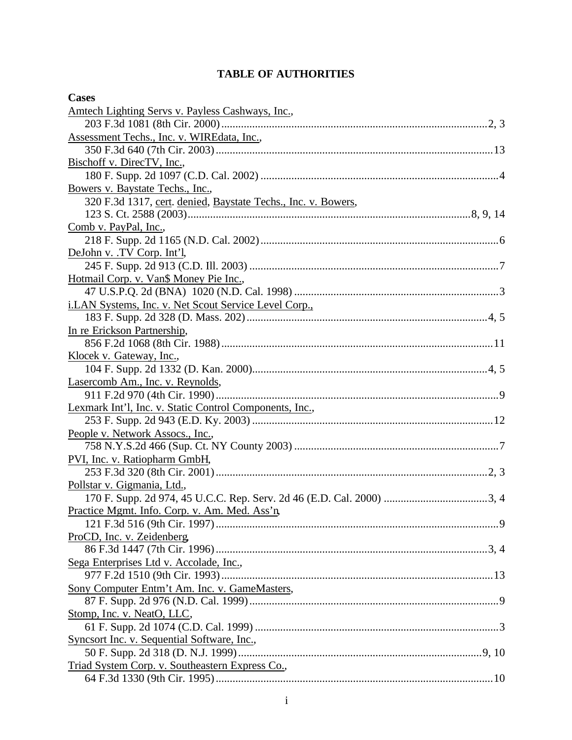# TABLE OF AUTHORITIES

**Cases**

Amtech Lighting Servs v. Payless Cashways, Inc.,
203 F.3d 1081 (8th Cir. 2000) ............................................................................................. 2, 3

Assessment Techs., Inc. v. WIREdata, Inc.,
350 F.3d 640 (7th Cir. 2003) ................................................................................................ 13

Bischoff v. DirecTV, Inc.,
180 F. Supp. 2d 1097 (C.D. Cal. 2002) ................................................................................. 4

Bowers v. Baystate Techs., Inc.,
320 F.3d 1317, cert. denied, Baystate Techs., Inc. v. Bowers,
123 S. Ct. 2588 (2003) ............................................................................................... 8, 9, 14

Comb v. PayPal, Inc.,
218 F. Supp. 2d 1165 (N.D. Cal. 2002) ................................................................................. 6

DeJohn v. .TV Corp. Int'l,
245 F. Supp. 2d 913 (C.D. Ill. 2003) ..................................................................................... 7

Hotmail Corp. v. Van$ Money Pie Inc.,
47 U.S.P.Q. 2d (BNA) 1020 (N.D. Cal. 1998) ...................................................................... 3

i.LAN Systems, Inc. v. Net Scout Service Level Corp.,
183 F. Supp. 2d 328 (D. Mass. 202) ................................................................................. 4, 5

In re Erickson Partnership,
856 F.2d 1068 (8th Cir. 1988) .............................................................................................. 11

Klocek v. Gateway, Inc.,
104 F. Supp. 2d 1332 (D. Kan. 2000) ................................................................................ 4, 5

Lasercomb Am., Inc. v. Reynolds,
911 F.2d 970 (4th Cir. 1990) .................................................................................................. 9

Lexmark Int'l, Inc. v. Static Control Components, Inc.,
253 F. Supp. 2d 943 (E.D. Ky. 2003) ................................................................................... 12

People v. Network Assocs., Inc.,
758 N.Y.S.2d 466 (Sup. Ct. NY County 2003) ....................................................................... 7

PVI, Inc. v. Ratiopharm GmbH,
253 F.3d 320 (8th Cir. 2001) .............................................................................................. 2, 3

Pollstar v. Gigmania, Ltd.,
170 F. Supp. 2d 974, 45 U.C.C. Rep. Serv. 2d 46 (E.D. Cal. 2000) .................................. 3, 4

Practice Mgmt. Info. Corp. v. Am. Med. Ass'n,
121 F.3d 516 (9th Cir. 1997) .................................................................................................. 9

ProCD, Inc. v. Zeidenberg,
86 F.3d 1447 (7th Cir. 1996) .............................................................................................. 3, 4

Sega Enterprises Ltd v. Accolade, Inc.,
977 F.2d 1510 (9th Cir. 1993) .............................................................................................. 13

Sony Computer Entm't Am. Inc. v. GameMasters,
87 F. Supp. 2d 976 (N.D. Cal. 1999) ..................................................................................... 9

Stomp, Inc. v. NeatO, LLC,
61 F. Supp. 2d 1074 (C.D. Cal. 1999) ................................................................................... 3

Syncsort Inc. v. Sequential Software, Inc.,
50 F. Supp. 2d 318 (D. N.J. 1999) ..................................................................................... 9, 10

Triad System Corp. v. Southeastern Express Co.,
64 F.3d 1330 (9th Cir. 1995) ................................................................................................ 10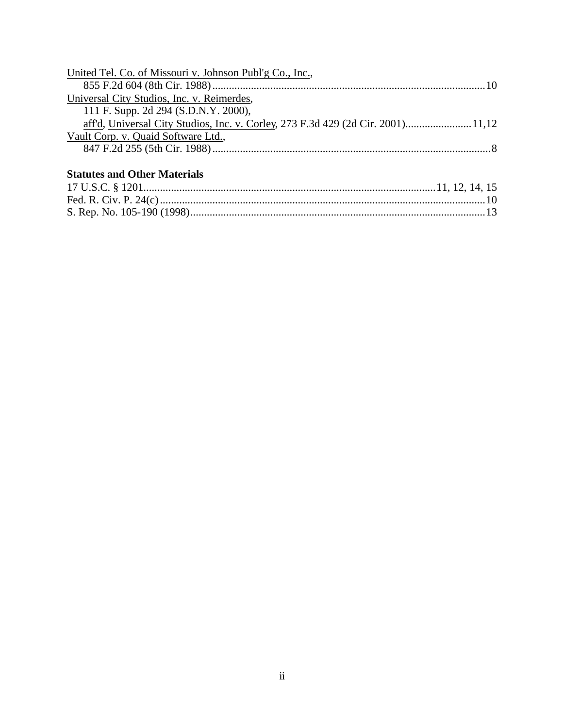United Tel. Co. of Missouri v. Johnson Publ'g Co., Inc.,
855 F.2d 604 (8th Cir. 1988) ....................................................................................................10

Universal City Studios, Inc. v. Reimerdes,
111 F. Supp. 2d 294 (S.D.N.Y. 2000),
aff'd, Universal City Studios, Inc. v. Corley, 273 F.3d 429 (2d Cir. 2001)........................11,12

Vault Corp. v. Quaid Software Ltd.,
847 F.2d 255 (5th Cir. 1988) ......................................................................................................8

**Statutes and Other Materials**

17 U.S.C. § 1201..........................................................................................................11, 12, 14, 15

Fed. R. Civ. P. 24(c) ......................................................................................................................10

S. Rep. No. 105-190 (1998)...........................................................................................................13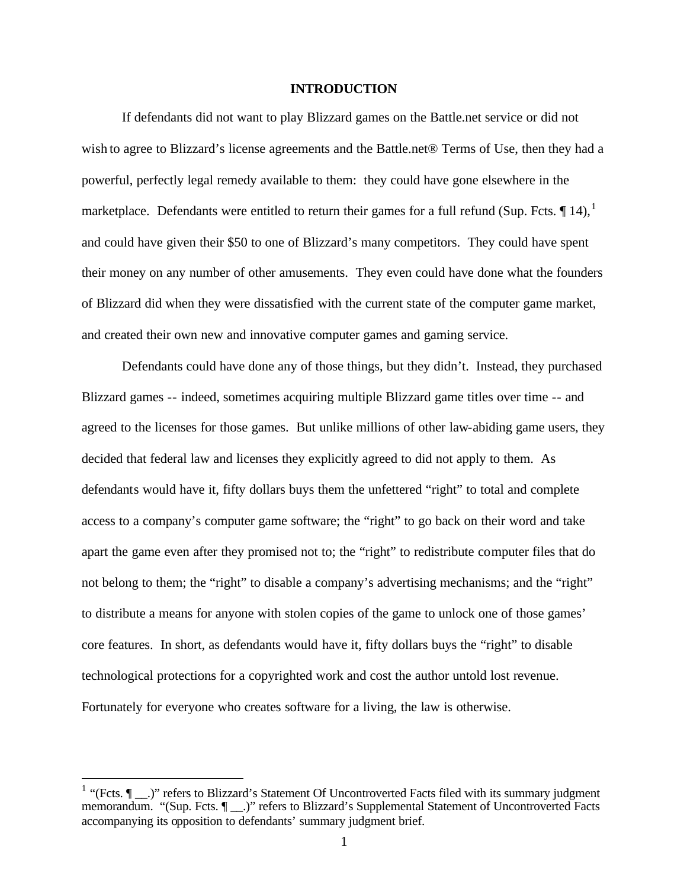# INTRODUCTION

If defendants did not want to play Blizzard games on the Battle.net service or did not wish to agree to Blizzard's license agreements and the Battle.net® Terms of Use, then they had a powerful, perfectly legal remedy available to them: they could have gone elsewhere in the marketplace. Defendants were entitled to return their games for a full refund (Sup. Fcts. ¶ 14),[1] and could have given their $50 to one of Blizzard's many competitors. They could have spent their money on any number of other amusements. They even could have done what the founders of Blizzard did when they were dissatisfied with the current state of the computer game market, and created their own new and innovative computer games and gaming service.

Defendants could have done any of those things, but they didn't. Instead, they purchased Blizzard games -- indeed, sometimes acquiring multiple Blizzard game titles over time -- and agreed to the licenses for those games. But unlike millions of other law-abiding game users, they decided that federal law and licenses they explicitly agreed to did not apply to them. As defendants would have it, fifty dollars buys them the unfettered "right" to total and complete access to a company's computer game software; the "right" to go back on their word and take apart the game even after they promised not to; the "right" to redistribute computer files that do not belong to them; the "right" to disable a company's advertising mechanisms; and the "right" to distribute a means for anyone with stolen copies of the game to unlock one of those games' core features. In short, as defendants would have it, fifty dollars buys the "right" to disable technological protections for a copyrighted work and cost the author untold lost revenue. Fortunately for everyone who creates software for a living, the law is otherwise.

---

[1] "(Fcts. ¶ __.)" refers to Blizzard's Statement Of Uncontroverted Facts filed with its summary judgment memorandum. "(Sup. Fcts. ¶ __.)" refers to Blizzard's Supplemental Statement of Uncontroverted Facts accompanying its opposition to defendants' summary judgment brief.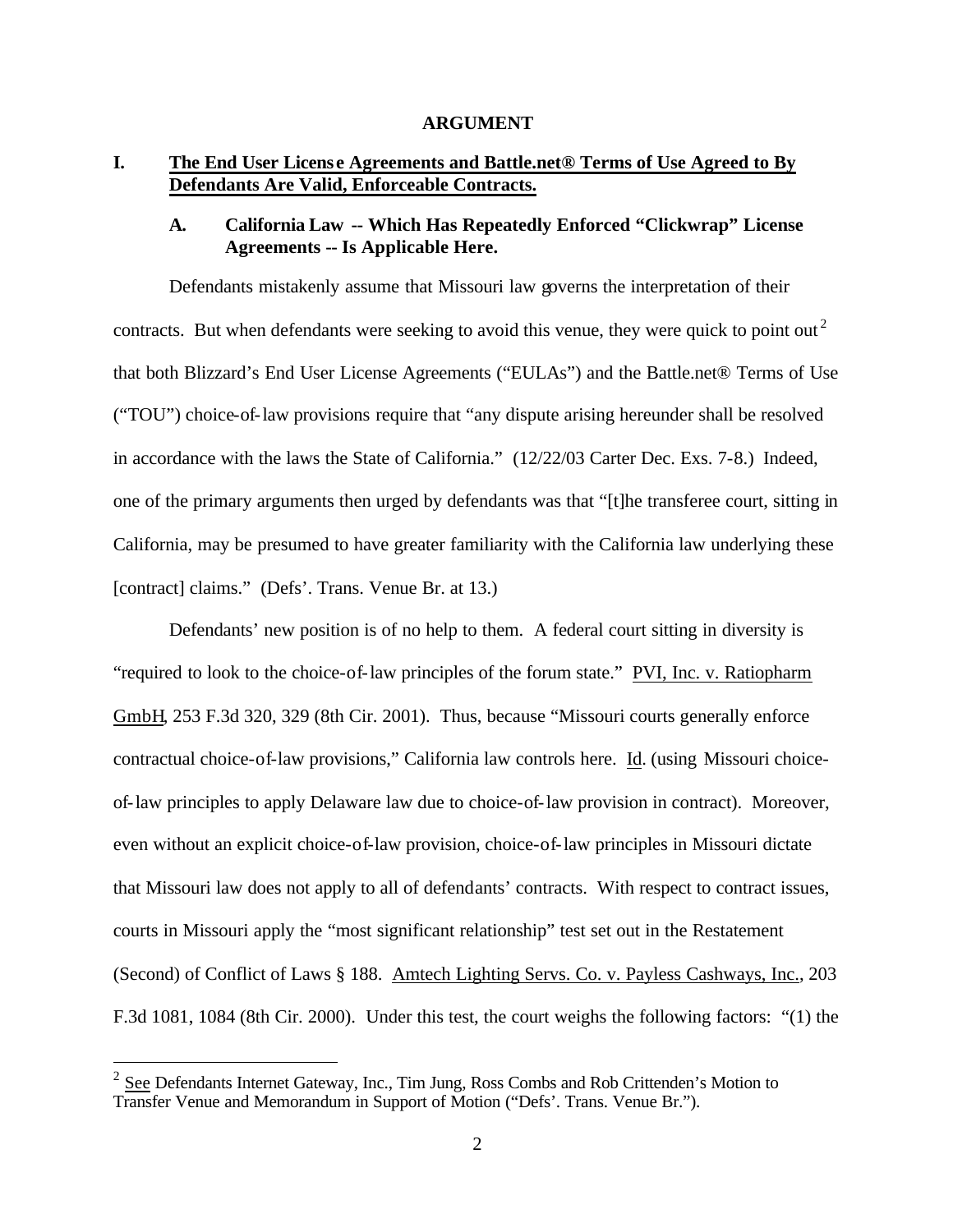## ARGUMENT

### I. The End User License Agreements and Battle.net® Terms of Use Agreed to By Defendants Are Valid, Enforceable Contracts.

#### A. California Law -- Which Has Repeatedly Enforced "Clickwrap" License Agreements -- Is Applicable Here.

Defendants mistakenly assume that Missouri law governs the interpretation of their contracts. But when defendants were seeking to avoid this venue, they were quick to point out[2] that both Blizzard's End User License Agreements ("EULAs") and the Battle.net® Terms of Use ("TOU") choice-of-law provisions require that "any dispute arising hereunder shall be resolved in accordance with the laws the State of California." (12/22/03 Carter Dec. Exs. 7-8.) Indeed, one of the primary arguments then urged by defendants was that "[t]he transferee court, sitting in California, may be presumed to have greater familiarity with the California law underlying these [contract] claims." (Defs'. Trans. Venue Br. at 13.)

Defendants' new position is of no help to them. A federal court sitting in diversity is "required to look to the choice-of-law principles of the forum state." PVI, Inc. v. Ratiopharm GmbH, 253 F.3d 320, 329 (8th Cir. 2001). Thus, because "Missouri courts generally enforce contractual choice-of-law provisions," California law controls here. Id. (using Missouri choice-of-law principles to apply Delaware law due to choice-of-law provision in contract). Moreover, even without an explicit choice-of-law provision, choice-of-law principles in Missouri dictate that Missouri law does not apply to all of defendants' contracts. With respect to contract issues, courts in Missouri apply the "most significant relationship" test set out in the Restatement (Second) of Conflict of Laws § 188. Amtech Lighting Servs. Co. v. Payless Cashways, Inc., 203 F.3d 1081, 1084 (8th Cir. 2000). Under this test, the court weighs the following factors: "(1) the

---

[2] See Defendants Internet Gateway, Inc., Tim Jung, Ross Combs and Rob Crittenden's Motion to Transfer Venue and Memorandum in Support of Motion ("Defs'. Trans. Venue Br.").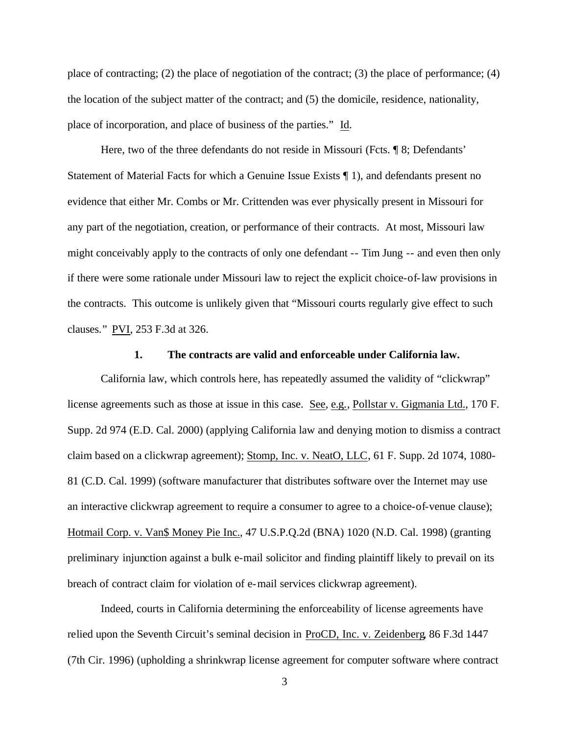place of contracting; (2) the place of negotiation of the contract; (3) the place of performance; (4) the location of the subject matter of the contract; and (5) the domicile, residence, nationality, place of incorporation, and place of business of the parties." Id.

Here, two of the three defendants do not reside in Missouri (Fcts. ¶ 8; Defendants' Statement of Material Facts for which a Genuine Issue Exists ¶ 1), and defendants present no evidence that either Mr. Combs or Mr. Crittenden was ever physically present in Missouri for any part of the negotiation, creation, or performance of their contracts. At most, Missouri law might conceivably apply to the contracts of only one defendant -- Tim Jung -- and even then only if there were some rationale under Missouri law to reject the explicit choice-of-law provisions in the contracts. This outcome is unlikely given that "Missouri courts regularly give effect to such clauses." PVI, 253 F.3d at 326.

### 1. The contracts are valid and enforceable under California law.

California law, which controls here, has repeatedly assumed the validity of "clickwrap" license agreements such as those at issue in this case. See, e.g., Pollstar v. Gigmania Ltd., 170 F. Supp. 2d 974 (E.D. Cal. 2000) (applying California law and denying motion to dismiss a contract claim based on a clickwrap agreement); Stomp, Inc. v. NeatO, LLC, 61 F. Supp. 2d 1074, 1080-81 (C.D. Cal. 1999) (software manufacturer that distributes software over the Internet may use an interactive clickwrap agreement to require a consumer to agree to a choice-of-venue clause); Hotmail Corp. v. Van$ Money Pie Inc., 47 U.S.P.Q.2d (BNA) 1020 (N.D. Cal. 1998) (granting preliminary injunction against a bulk e-mail solicitor and finding plaintiff likely to prevail on its breach of contract claim for violation of e-mail services clickwrap agreement).

Indeed, courts in California determining the enforceability of license agreements have relied upon the Seventh Circuit's seminal decision in ProCD, Inc. v. Zeidenberg, 86 F.3d 1447 (7th Cir. 1996) (upholding a shrinkwrap license agreement for computer software where contract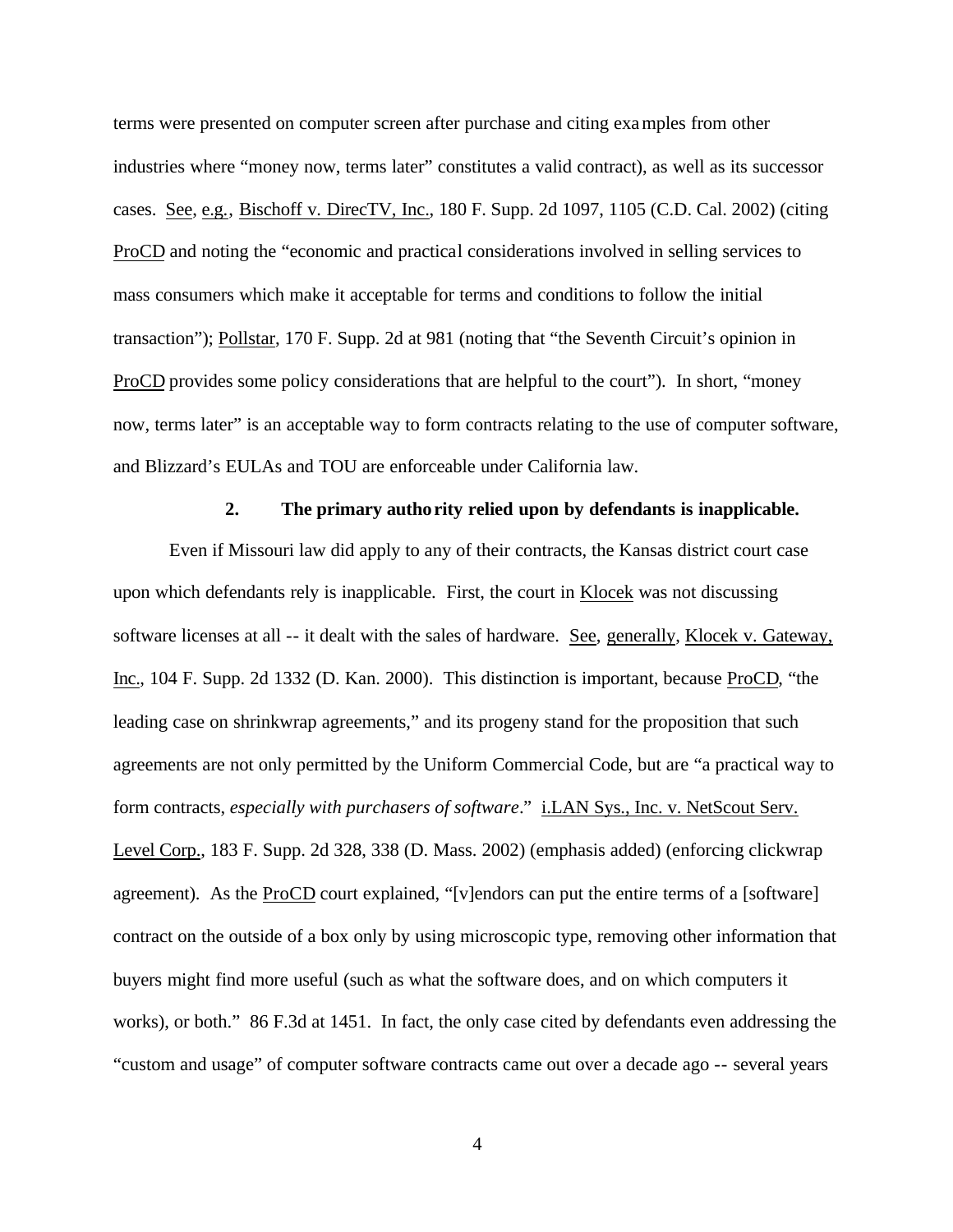terms were presented on computer screen after purchase and citing examples from other industries where "money now, terms later" constitutes a valid contract), as well as its successor cases. See, e.g., Bischoff v. DirecTV, Inc., 180 F. Supp. 2d 1097, 1105 (C.D. Cal. 2002) (citing ProCD and noting the "economic and practical considerations involved in selling services to mass consumers which make it acceptable for terms and conditions to follow the initial transaction"); Pollstar, 170 F. Supp. 2d at 981 (noting that "the Seventh Circuit's opinion in ProCD provides some policy considerations that are helpful to the court"). In short, "money now, terms later" is an acceptable way to form contracts relating to the use of computer software, and Blizzard's EULAs and TOU are enforceable under California law.

**2. The primary authority relied upon by defendants is inapplicable.**

Even if Missouri law did apply to any of their contracts, the Kansas district court case upon which defendants rely is inapplicable. First, the court in Klocek was not discussing software licenses at all -- it dealt with the sales of hardware. See, generally, Klocek v. Gateway, Inc., 104 F. Supp. 2d 1332 (D. Kan. 2000). This distinction is important, because ProCD, "the leading case on shrinkwrap agreements," and its progeny stand for the proposition that such agreements are not only permitted by the Uniform Commercial Code, but are "a practical way to form contracts, *especially with purchasers of software*." i.LAN Sys., Inc. v. NetScout Serv. Level Corp., 183 F. Supp. 2d 328, 338 (D. Mass. 2002) (emphasis added) (enforcing clickwrap agreement). As the ProCD court explained, "[v]endors can put the entire terms of a [software] contract on the outside of a box only by using microscopic type, removing other information that buyers might find more useful (such as what the software does, and on which computers it works), or both." 86 F.3d at 1451. In fact, the only case cited by defendants even addressing the "custom and usage" of computer software contracts came out over a decade ago -- several years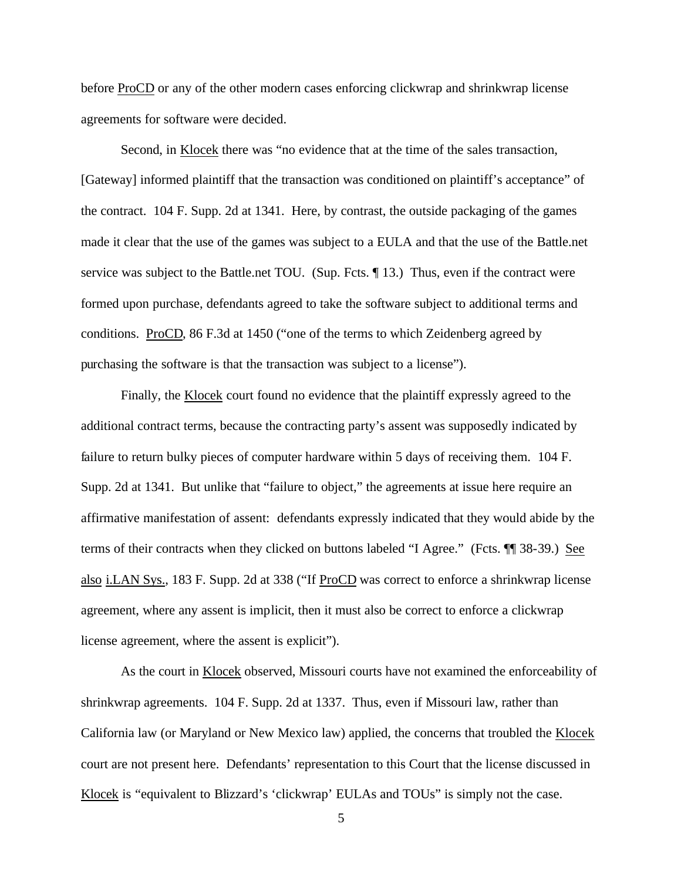before ProCD or any of the other modern cases enforcing clickwrap and shrinkwrap license agreements for software were decided.

Second, in Klocek there was "no evidence that at the time of the sales transaction, [Gateway] informed plaintiff that the transaction was conditioned on plaintiff's acceptance" of the contract. 104 F. Supp. 2d at 1341. Here, by contrast, the outside packaging of the games made it clear that the use of the games was subject to a EULA and that the use of the Battle.net service was subject to the Battle.net TOU. (Sup. Fcts. ¶ 13.) Thus, even if the contract were formed upon purchase, defendants agreed to take the software subject to additional terms and conditions. ProCD, 86 F.3d at 1450 ("one of the terms to which Zeidenberg agreed by purchasing the software is that the transaction was subject to a license").

Finally, the Klocek court found no evidence that the plaintiff expressly agreed to the additional contract terms, because the contracting party's assent was supposedly indicated by failure to return bulky pieces of computer hardware within 5 days of receiving them. 104 F. Supp. 2d at 1341. But unlike that "failure to object," the agreements at issue here require an affirmative manifestation of assent: defendants expressly indicated that they would abide by the terms of their contracts when they clicked on buttons labeled "I Agree." (Fcts. ¶¶ 38-39.) See also i.LAN Sys., 183 F. Supp. 2d at 338 ("If ProCD was correct to enforce a shrinkwrap license agreement, where any assent is implicit, then it must also be correct to enforce a clickwrap license agreement, where the assent is explicit").

As the court in Klocek observed, Missouri courts have not examined the enforceability of shrinkwrap agreements. 104 F. Supp. 2d at 1337. Thus, even if Missouri law, rather than California law (or Maryland or New Mexico law) applied, the concerns that troubled the Klocek court are not present here. Defendants' representation to this Court that the license discussed in Klocek is "equivalent to Blizzard's 'clickwrap' EULAs and TOUs" is simply not the case.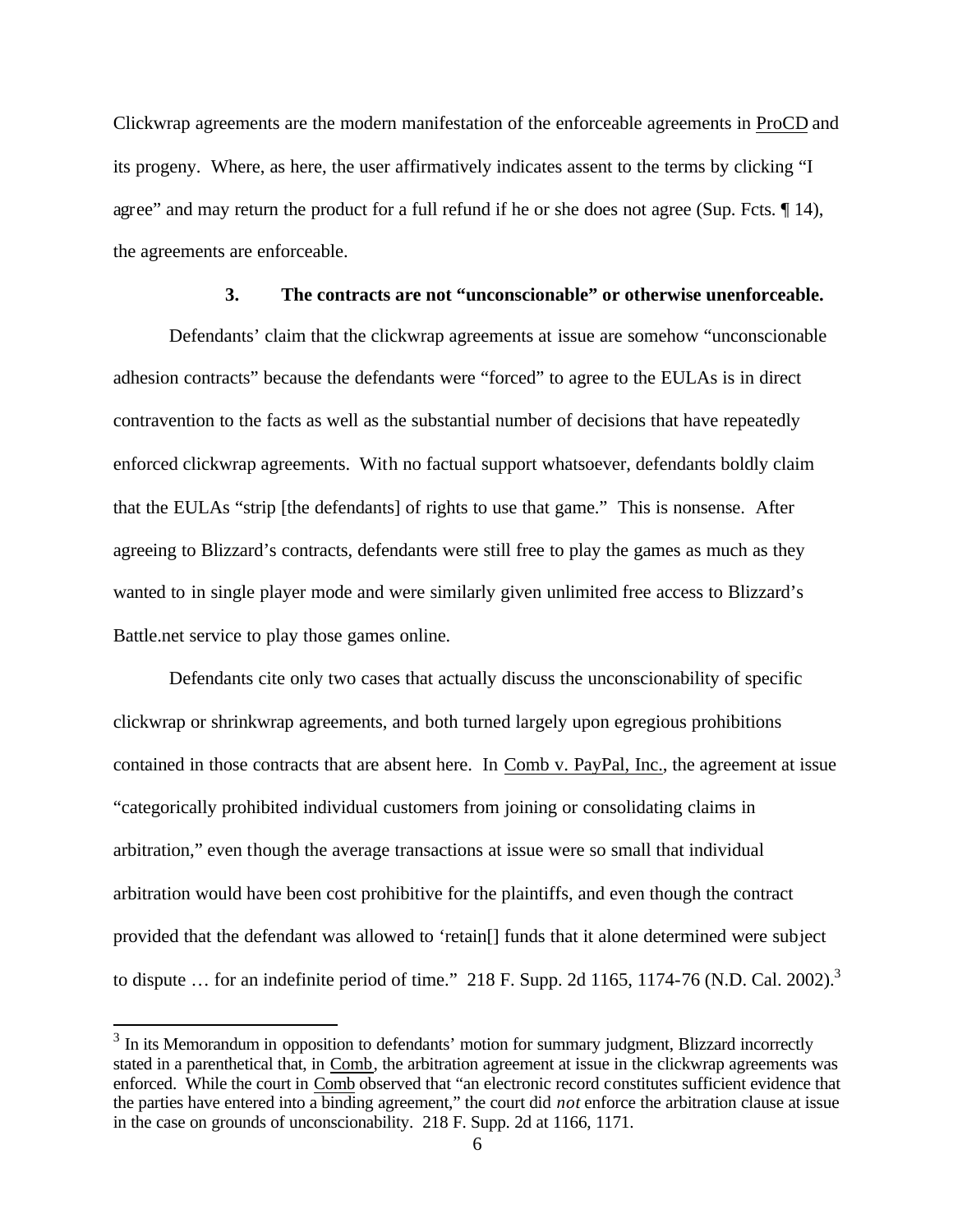Clickwrap agreements are the modern manifestation of the enforceable agreements in ProCD and its progeny. Where, as here, the user affirmatively indicates assent to the terms by clicking "I agree" and may return the product for a full refund if he or she does not agree (Sup. Fcts. ¶ 14), the agreements are enforceable.

### 3. The contracts are not "unconscionable" or otherwise unenforceable.

Defendants' claim that the clickwrap agreements at issue are somehow "unconscionable adhesion contracts" because the defendants were "forced" to agree to the EULAs is in direct contravention to the facts as well as the substantial number of decisions that have repeatedly enforced clickwrap agreements. With no factual support whatsoever, defendants boldly claim that the EULAs "strip [the defendants] of rights to use that game." This is nonsense. After agreeing to Blizzard's contracts, defendants were still free to play the games as much as they wanted to in single player mode and were similarly given unlimited free access to Blizzard's Battle.net service to play those games online.

Defendants cite only two cases that actually discuss the unconscionability of specific clickwrap or shrinkwrap agreements, and both turned largely upon egregious prohibitions contained in those contracts that are absent here. In Comb v. PayPal, Inc., the agreement at issue "categorically prohibited individual customers from joining or consolidating claims in arbitration," even though the average transactions at issue were so small that individual arbitration would have been cost prohibitive for the plaintiffs, and even though the contract provided that the defendant was allowed to 'retain[] funds that it alone determined were subject to dispute … for an indefinite period of time." 218 F. Supp. 2d 1165, 1174-76 (N.D. Cal. 2002).[3]

---

[3] In its Memorandum in opposition to defendants' motion for summary judgment, Blizzard incorrectly stated in a parenthetical that, in Comb, the arbitration agreement at issue in the clickwrap agreements was enforced. While the court in Comb observed that "an electronic record constitutes sufficient evidence that the parties have entered into a binding agreement," the court did *not* enforce the arbitration clause at issue in the case on grounds of unconscionability. 218 F. Supp. 2d at 1166, 1171.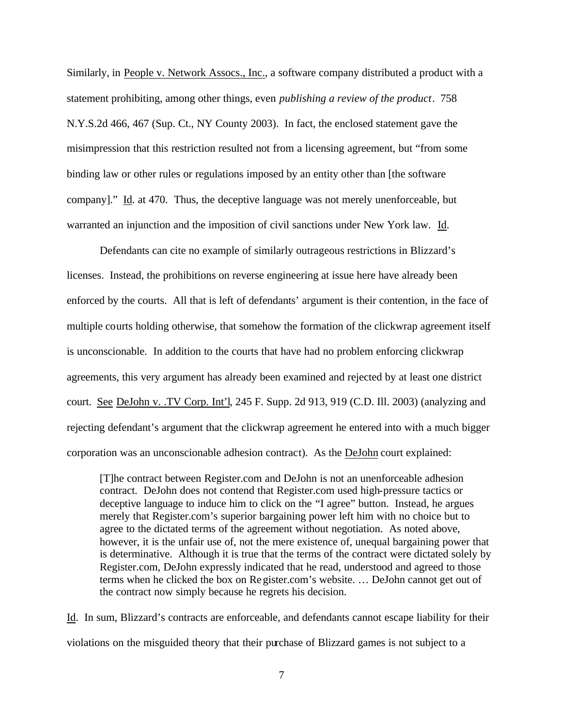Similarly, in People v. Network Assocs., Inc., a software company distributed a product with a statement prohibiting, among other things, even *publishing a review of the product*. 758 N.Y.S.2d 466, 467 (Sup. Ct., NY County 2003). In fact, the enclosed statement gave the misimpression that this restriction resulted not from a licensing agreement, but "from some binding law or other rules or regulations imposed by an entity other than [the software company]." Id. at 470. Thus, the deceptive language was not merely unenforceable, but warranted an injunction and the imposition of civil sanctions under New York law. Id.

Defendants can cite no example of similarly outrageous restrictions in Blizzard's licenses. Instead, the prohibitions on reverse engineering at issue here have already been enforced by the courts. All that is left of defendants' argument is their contention, in the face of multiple courts holding otherwise, that somehow the formation of the clickwrap agreement itself is unconscionable. In addition to the courts that have had no problem enforcing clickwrap agreements, this very argument has already been examined and rejected by at least one district court. See DeJohn v. .TV Corp. Int'l, 245 F. Supp. 2d 913, 919 (C.D. Ill. 2003) (analyzing and rejecting defendant's argument that the clickwrap agreement he entered into with a much bigger corporation was an unconscionable adhesion contract). As the DeJohn court explained:

> [T]he contract between Register.com and DeJohn is not an unenforceable adhesion contract. DeJohn does not contend that Register.com used high-pressure tactics or deceptive language to induce him to click on the "I agree" button. Instead, he argues merely that Register.com's superior bargaining power left him with no choice but to agree to the dictated terms of the agreement without negotiation. As noted above, however, it is the unfair use of, not the mere existence of, unequal bargaining power that is determinative. Although it is true that the terms of the contract were dictated solely by Register.com, DeJohn expressly indicated that he read, understood and agreed to those terms when he clicked the box on Register.com's website. … DeJohn cannot get out of the contract now simply because he regrets his decision.

Id. In sum, Blizzard's contracts are enforceable, and defendants cannot escape liability for their violations on the misguided theory that their purchase of Blizzard games is not subject to a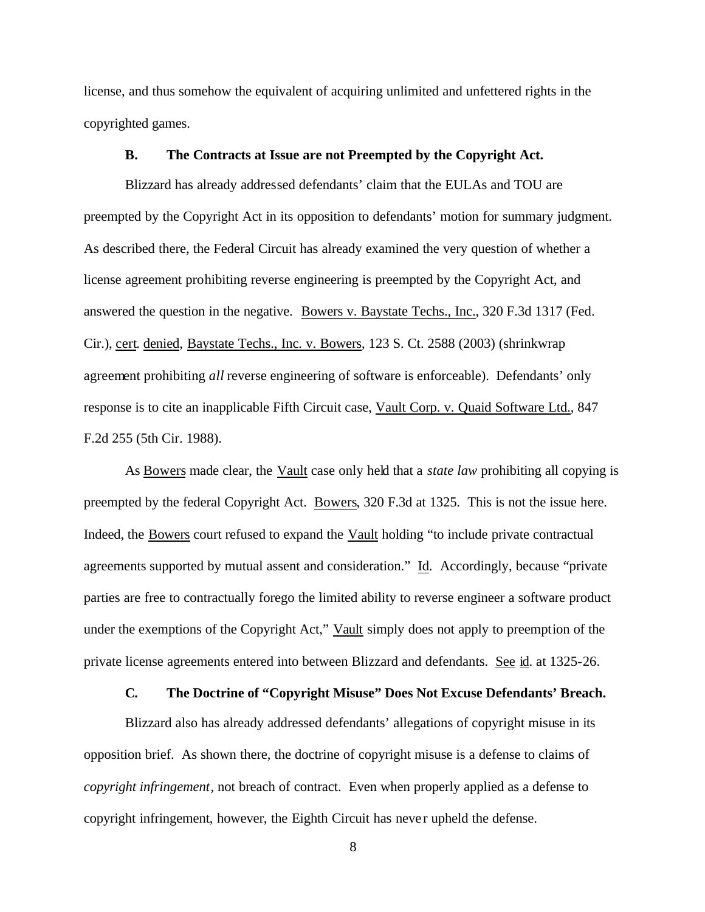license, and thus somehow the equivalent of acquiring unlimited and unfettered rights in the copyrighted games.

### B. The Contracts at Issue are not Preempted by the Copyright Act.

Blizzard has already addressed defendants' claim that the EULAs and TOU are preempted by the Copyright Act in its opposition to defendants' motion for summary judgment. As described there, the Federal Circuit has already examined the very question of whether a license agreement prohibiting reverse engineering is preempted by the Copyright Act, and answered the question in the negative. Bowers v. Baystate Techs., Inc., 320 F.3d 1317 (Fed. Cir.), cert. denied, Baystate Techs., Inc. v. Bowers, 123 S. Ct. 2588 (2003) (shrinkwrap agreement prohibiting *all* reverse engineering of software is enforceable). Defendants' only response is to cite an inapplicable Fifth Circuit case, Vault Corp. v. Quaid Software Ltd., 847 F.2d 255 (5th Cir. 1988).

As Bowers made clear, the Vault case only held that a *state law* prohibiting all copying is preempted by the federal Copyright Act. Bowers, 320 F.3d at 1325. This is not the issue here. Indeed, the Bowers court refused to expand the Vault holding "to include private contractual agreements supported by mutual assent and consideration." Id. Accordingly, because "private parties are free to contractually forego the limited ability to reverse engineer a software product under the exemptions of the Copyright Act," Vault simply does not apply to preemption of the private license agreements entered into between Blizzard and defendants. See id. at 1325-26.

### C. The Doctrine of "Copyright Misuse" Does Not Excuse Defendants' Breach.

Blizzard also has already addressed defendants' allegations of copyright misuse in its opposition brief. As shown there, the doctrine of copyright misuse is a defense to claims of *copyright infringement*, not breach of contract. Even when properly applied as a defense to copyright infringement, however, the Eighth Circuit has never upheld the defense.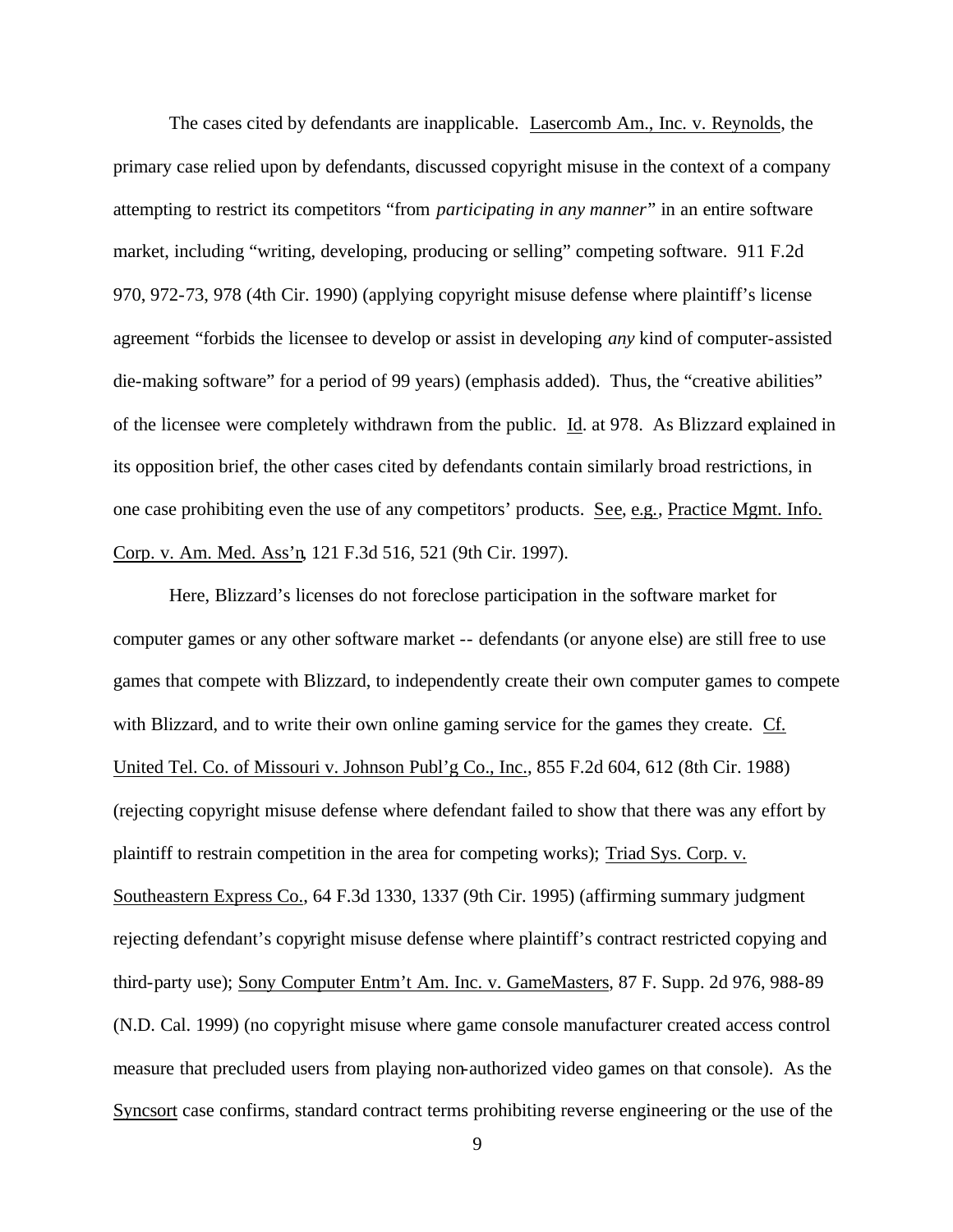The cases cited by defendants are inapplicable. Lasercomb Am., Inc. v. Reynolds, the primary case relied upon by defendants, discussed copyright misuse in the context of a company attempting to restrict its competitors "from *participating in any manner*" in an entire software market, including "writing, developing, producing or selling" competing software. 911 F.2d 970, 972-73, 978 (4th Cir. 1990) (applying copyright misuse defense where plaintiff's license agreement "forbids the licensee to develop or assist in developing *any* kind of computer-assisted die-making software" for a period of 99 years) (emphasis added). Thus, the "creative abilities" of the licensee were completely withdrawn from the public. Id. at 978. As Blizzard explained in its opposition brief, the other cases cited by defendants contain similarly broad restrictions, in one case prohibiting even the use of any competitors' products. See, e.g., Practice Mgmt. Info. Corp. v. Am. Med. Ass'n, 121 F.3d 516, 521 (9th Cir. 1997).

Here, Blizzard's licenses do not foreclose participation in the software market for computer games or any other software market -- defendants (or anyone else) are still free to use games that compete with Blizzard, to independently create their own computer games to compete with Blizzard, and to write their own online gaming service for the games they create. Cf. United Tel. Co. of Missouri v. Johnson Publ'g Co., Inc., 855 F.2d 604, 612 (8th Cir. 1988) (rejecting copyright misuse defense where defendant failed to show that there was any effort by plaintiff to restrain competition in the area for competing works); Triad Sys. Corp. v. Southeastern Express Co., 64 F.3d 1330, 1337 (9th Cir. 1995) (affirming summary judgment rejecting defendant's copyright misuse defense where plaintiff's contract restricted copying and third-party use); Sony Computer Entm't Am. Inc. v. GameMasters, 87 F. Supp. 2d 976, 988-89 (N.D. Cal. 1999) (no copyright misuse where game console manufacturer created access control measure that precluded users from playing non-authorized video games on that console). As the Syncsort case confirms, standard contract terms prohibiting reverse engineering or the use of the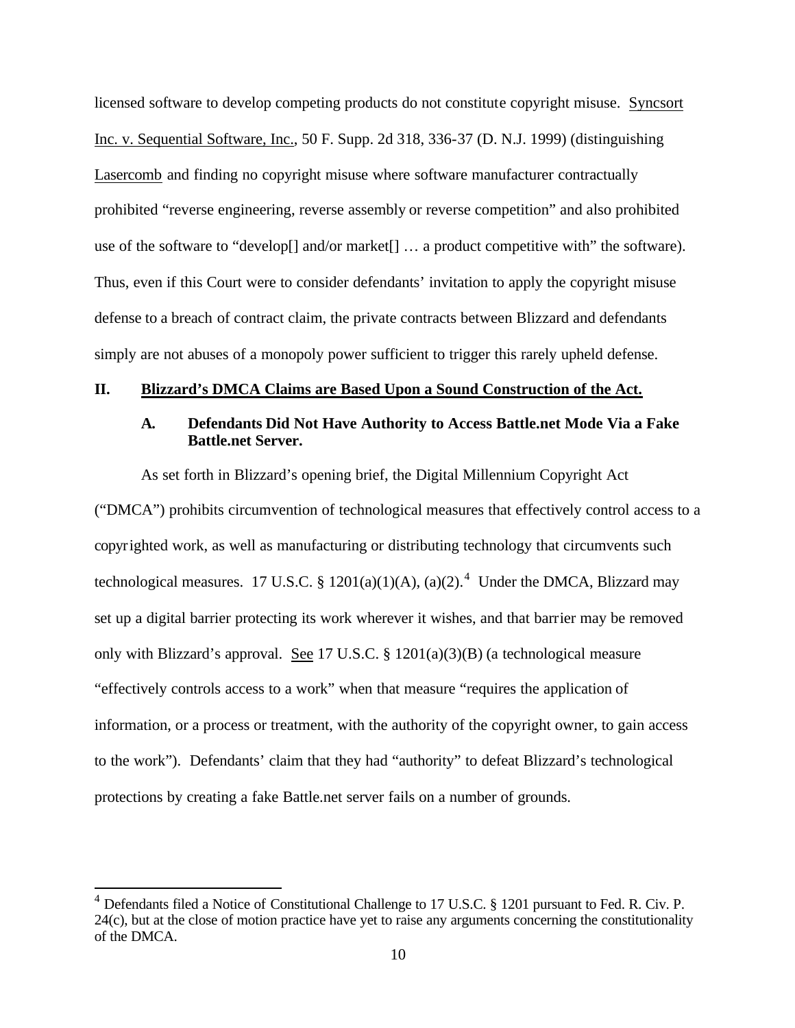licensed software to develop competing products do not constitute copyright misuse. Syncsort Inc. v. Sequential Software, Inc., 50 F. Supp. 2d 318, 336-37 (D. N.J. 1999) (distinguishing Lasercomb and finding no copyright misuse where software manufacturer contractually prohibited "reverse engineering, reverse assembly or reverse competition" and also prohibited use of the software to "develop[] and/or market[] … a product competitive with" the software). Thus, even if this Court were to consider defendants' invitation to apply the copyright misuse defense to a breach of contract claim, the private contracts between Blizzard and defendants simply are not abuses of a monopoly power sufficient to trigger this rarely upheld defense.

## II. Blizzard's DMCA Claims are Based Upon a Sound Construction of the Act.

### A. Defendants Did Not Have Authority to Access Battle.net Mode Via a Fake Battle.net Server.

As set forth in Blizzard's opening brief, the Digital Millennium Copyright Act ("DMCA") prohibits circumvention of technological measures that effectively control access to a copyrighted work, as well as manufacturing or distributing technology that circumvents such technological measures. 17 U.S.C. § 1201(a)(1)(A), (a)(2).[4] Under the DMCA, Blizzard may set up a digital barrier protecting its work wherever it wishes, and that barrier may be removed only with Blizzard's approval. See 17 U.S.C. § 1201(a)(3)(B) (a technological measure "effectively controls access to a work" when that measure "requires the application of information, or a process or treatment, with the authority of the copyright owner, to gain access to the work"). Defendants' claim that they had "authority" to defeat Blizzard's technological protections by creating a fake Battle.net server fails on a number of grounds.

---

[4] Defendants filed a Notice of Constitutional Challenge to 17 U.S.C. § 1201 pursuant to Fed. R. Civ. P. 24(c), but at the close of motion practice have yet to raise any arguments concerning the constitutionality of the DMCA.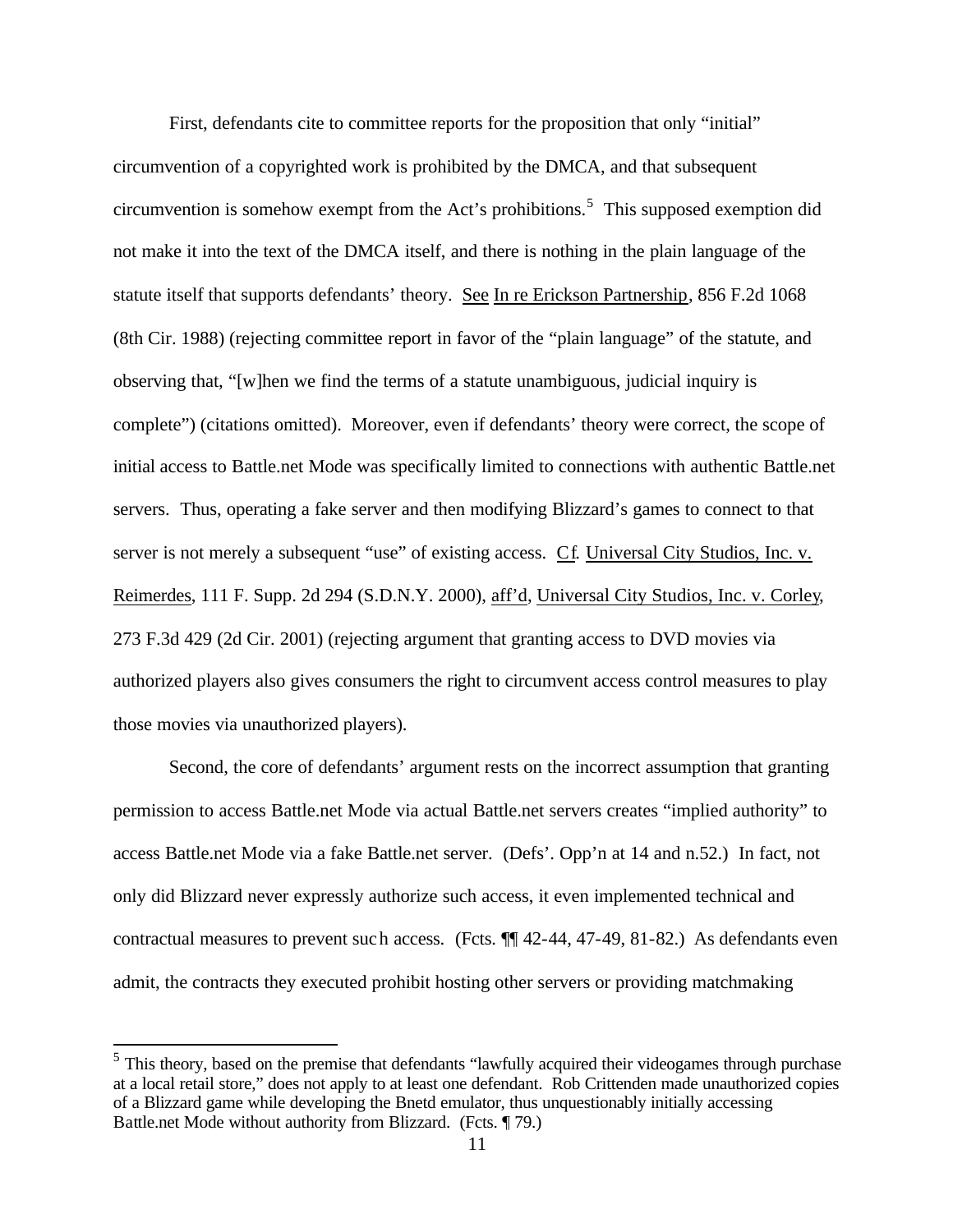First, defendants cite to committee reports for the proposition that only "initial" circumvention of a copyrighted work is prohibited by the DMCA, and that subsequent circumvention is somehow exempt from the Act's prohibitions.[5] This supposed exemption did not make it into the text of the DMCA itself, and there is nothing in the plain language of the statute itself that supports defendants' theory. See In re Erickson Partnership, 856 F.2d 1068 (8th Cir. 1988) (rejecting committee report in favor of the "plain language" of the statute, and observing that, "[w]hen we find the terms of a statute unambiguous, judicial inquiry is complete") (citations omitted). Moreover, even if defendants' theory were correct, the scope of initial access to Battle.net Mode was specifically limited to connections with authentic Battle.net servers. Thus, operating a fake server and then modifying Blizzard's games to connect to that server is not merely a subsequent "use" of existing access. Cf. Universal City Studios, Inc. v. Reimerdes, 111 F. Supp. 2d 294 (S.D.N.Y. 2000), aff'd, Universal City Studios, Inc. v. Corley, 273 F.3d 429 (2d Cir. 2001) (rejecting argument that granting access to DVD movies via authorized players also gives consumers the right to circumvent access control measures to play those movies via unauthorized players).

Second, the core of defendants' argument rests on the incorrect assumption that granting permission to access Battle.net Mode via actual Battle.net servers creates "implied authority" to access Battle.net Mode via a fake Battle.net server. (Defs'. Opp'n at 14 and n.52.) In fact, not only did Blizzard never expressly authorize such access, it even implemented technical and contractual measures to prevent such access. (Fcts. ¶¶ 42-44, 47-49, 81-82.) As defendants even admit, the contracts they executed prohibit hosting other servers or providing matchmaking

[5] This theory, based on the premise that defendants "lawfully acquired their videogames through purchase at a local retail store," does not apply to at least one defendant. Rob Crittenden made unauthorized copies of a Blizzard game while developing the Bnetd emulator, thus unquestionably initially accessing Battle.net Mode without authority from Blizzard. (Fcts. ¶ 79.)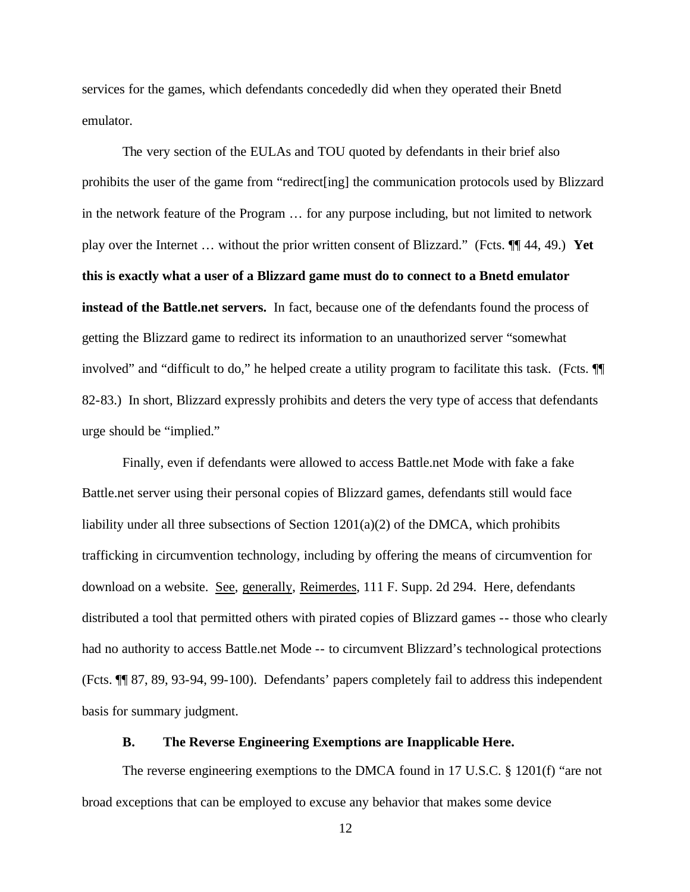services for the games, which defendants concededly did when they operated their Bnetd emulator.

The very section of the EULAs and TOU quoted by defendants in their brief also prohibits the user of the game from "redirect[ing] the communication protocols used by Blizzard in the network feature of the Program … for any purpose including, but not limited to network play over the Internet … without the prior written consent of Blizzard." (Fcts. ¶¶ 44, 49.) **Yet this is exactly what a user of a Blizzard game must do to connect to a Bnetd emulator instead of the Battle.net servers.** In fact, because one of the defendants found the process of getting the Blizzard game to redirect its information to an unauthorized server "somewhat involved" and "difficult to do," he helped create a utility program to facilitate this task. (Fcts. ¶¶ 82-83.) In short, Blizzard expressly prohibits and deters the very type of access that defendants urge should be "implied."

Finally, even if defendants were allowed to access Battle.net Mode with fake a fake Battle.net server using their personal copies of Blizzard games, defendants still would face liability under all three subsections of Section 1201(a)(2) of the DMCA, which prohibits trafficking in circumvention technology, including by offering the means of circumvention for download on a website. See, generally, Reimerdes, 111 F. Supp. 2d 294. Here, defendants distributed a tool that permitted others with pirated copies of Blizzard games -- those who clearly had no authority to access Battle.net Mode -- to circumvent Blizzard's technological protections (Fcts. ¶¶ 87, 89, 93-94, 99-100). Defendants' papers completely fail to address this independent basis for summary judgment.

### B. The Reverse Engineering Exemptions are Inapplicable Here.

The reverse engineering exemptions to the DMCA found in 17 U.S.C. § 1201(f) "are not broad exceptions that can be employed to excuse any behavior that makes some device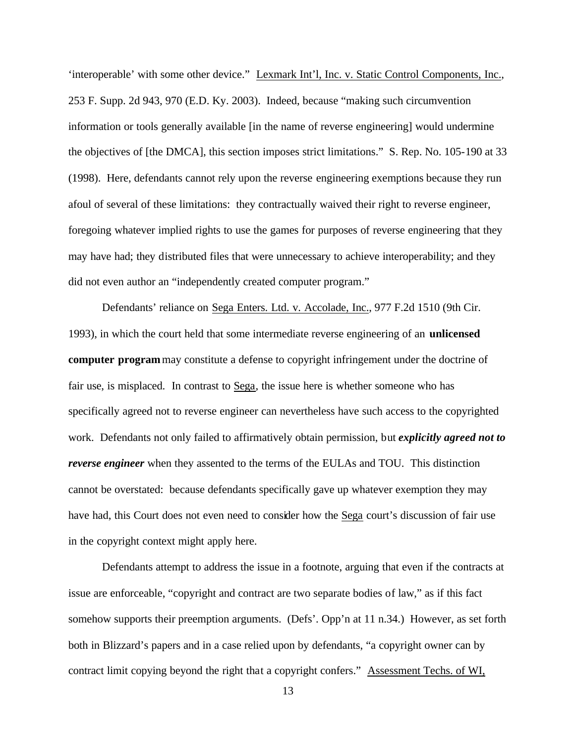'interoperable' with some other device." Lexmark Int'l, Inc. v. Static Control Components, Inc., 253 F. Supp. 2d 943, 970 (E.D. Ky. 2003). Indeed, because "making such circumvention information or tools generally available [in the name of reverse engineering] would undermine the objectives of [the DMCA], this section imposes strict limitations." S. Rep. No. 105-190 at 33 (1998). Here, defendants cannot rely upon the reverse engineering exemptions because they run afoul of several of these limitations: they contractually waived their right to reverse engineer, foregoing whatever implied rights to use the games for purposes of reverse engineering that they may have had; they distributed files that were unnecessary to achieve interoperability; and they did not even author an "independently created computer program."

Defendants' reliance on Sega Enters. Ltd. v. Accolade, Inc., 977 F.2d 1510 (9th Cir. 1993), in which the court held that some intermediate reverse engineering of an **unlicensed computer program** may constitute a defense to copyright infringement under the doctrine of fair use, is misplaced. In contrast to Sega, the issue here is whether someone who has specifically agreed not to reverse engineer can nevertheless have such access to the copyrighted work. Defendants not only failed to affirmatively obtain permission, but ***explicitly agreed not to reverse engineer*** when they assented to the terms of the EULAs and TOU. This distinction cannot be overstated: because defendants specifically gave up whatever exemption they may have had, this Court does not even need to consider how the Sega court's discussion of fair use in the copyright context might apply here.

Defendants attempt to address the issue in a footnote, arguing that even if the contracts at issue are enforceable, "copyright and contract are two separate bodies of law," as if this fact somehow supports their preemption arguments. (Defs'. Opp'n at 11 n.34.) However, as set forth both in Blizzard's papers and in a case relied upon by defendants, "a copyright owner can by contract limit copying beyond the right that a copyright confers." Assessment Techs. of WI,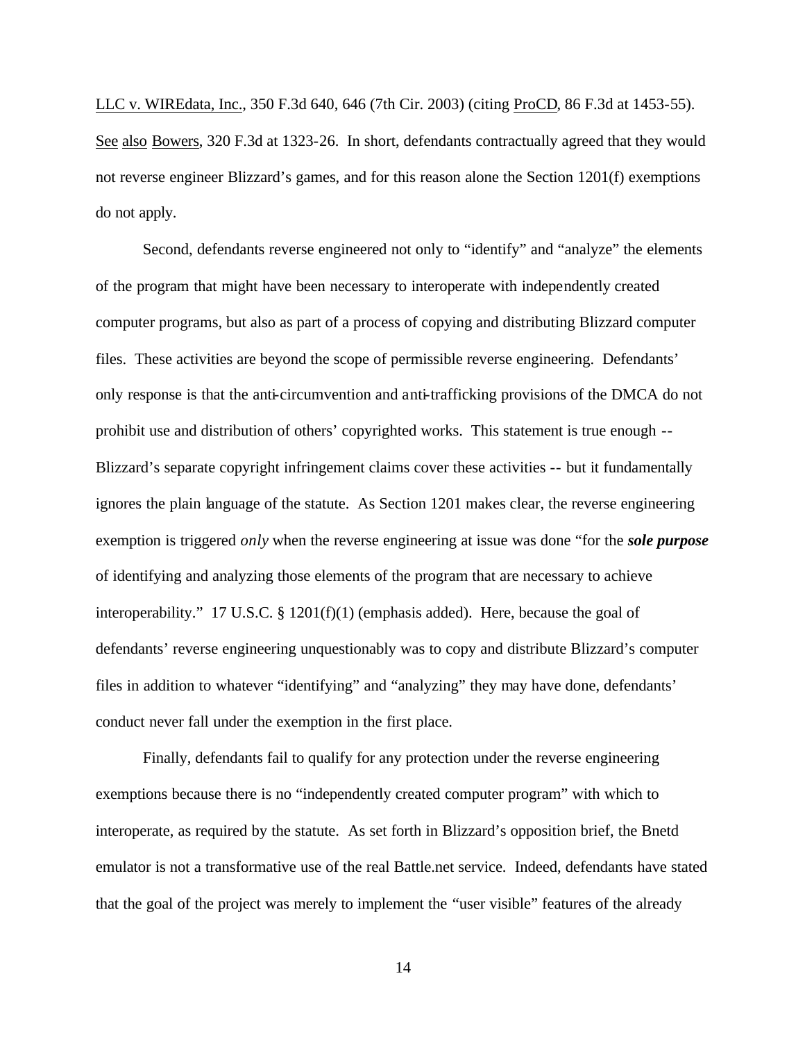LLC v. WIREdata, Inc., 350 F.3d 640, 646 (7th Cir. 2003) (citing ProCD, 86 F.3d at 1453-55). See also Bowers, 320 F.3d at 1323-26. In short, defendants contractually agreed that they would not reverse engineer Blizzard's games, and for this reason alone the Section 1201(f) exemptions do not apply.

Second, defendants reverse engineered not only to "identify" and "analyze" the elements of the program that might have been necessary to interoperate with independently created computer programs, but also as part of a process of copying and distributing Blizzard computer files. These activities are beyond the scope of permissible reverse engineering. Defendants' only response is that the anti-circumvention and anti-trafficking provisions of the DMCA do not prohibit use and distribution of others' copyrighted works. This statement is true enough -- Blizzard's separate copyright infringement claims cover these activities -- but it fundamentally ignores the plain language of the statute. As Section 1201 makes clear, the reverse engineering exemption is triggered *only* when the reverse engineering at issue was done "for the ***sole purpose*** of identifying and analyzing those elements of the program that are necessary to achieve interoperability." 17 U.S.C. § 1201(f)(1) (emphasis added). Here, because the goal of defendants' reverse engineering unquestionably was to copy and distribute Blizzard's computer files in addition to whatever "identifying" and "analyzing" they may have done, defendants' conduct never fall under the exemption in the first place.

Finally, defendants fail to qualify for any protection under the reverse engineering exemptions because there is no "independently created computer program" with which to interoperate, as required by the statute. As set forth in Blizzard's opposition brief, the Bnetd emulator is not a transformative use of the real Battle.net service. Indeed, defendants have stated that the goal of the project was merely to implement the "user visible" features of the already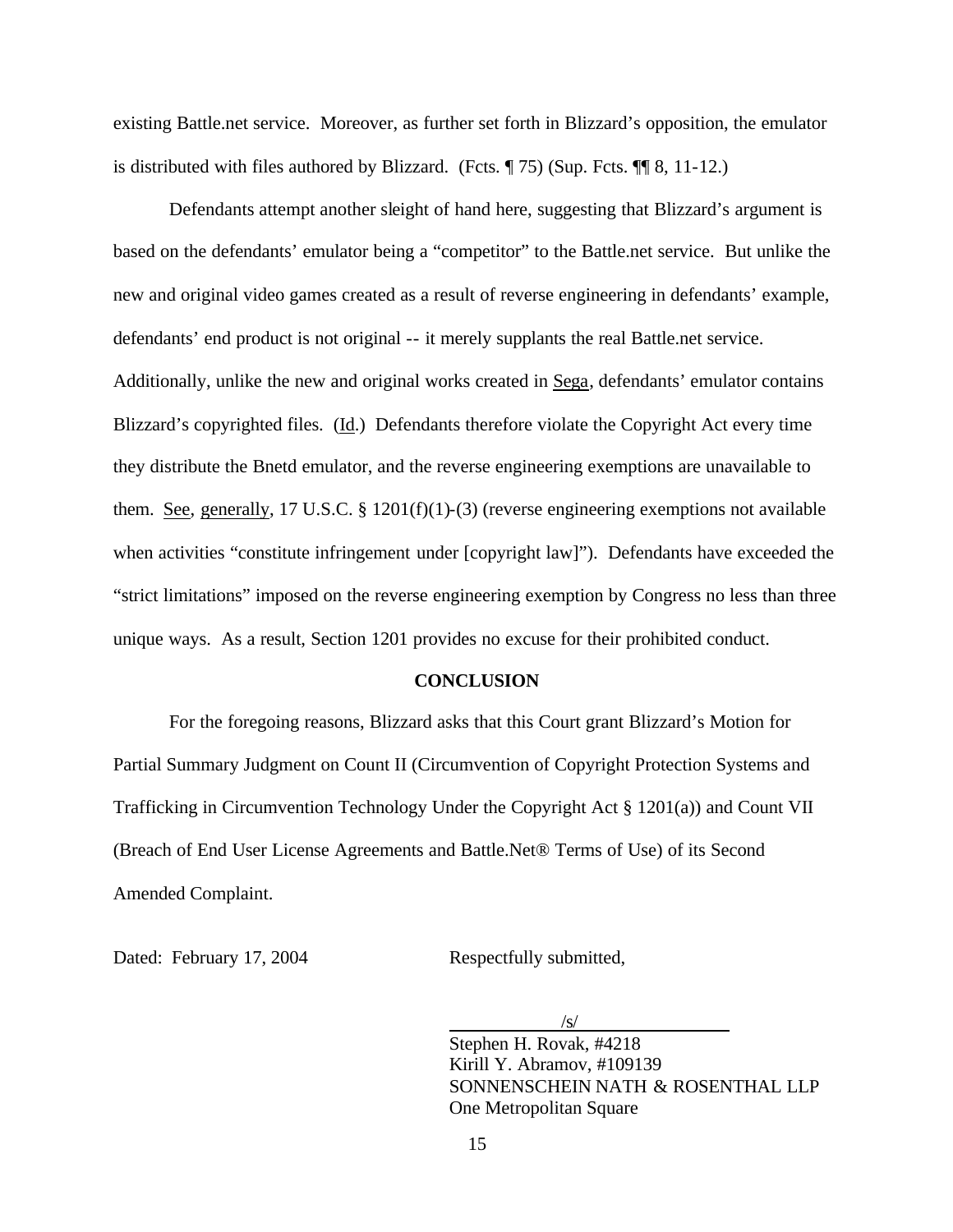existing Battle.net service. Moreover, as further set forth in Blizzard's opposition, the emulator is distributed with files authored by Blizzard. (Fcts. ¶ 75) (Sup. Fcts. ¶¶ 8, 11-12.)

Defendants attempt another sleight of hand here, suggesting that Blizzard's argument is based on the defendants' emulator being a "competitor" to the Battle.net service. But unlike the new and original video games created as a result of reverse engineering in defendants' example, defendants' end product is not original -- it merely supplants the real Battle.net service. Additionally, unlike the new and original works created in Sega, defendants' emulator contains Blizzard's copyrighted files. (Id.) Defendants therefore violate the Copyright Act every time they distribute the Bnetd emulator, and the reverse engineering exemptions are unavailable to them. See, generally, 17 U.S.C. § 1201(f)(1)-(3) (reverse engineering exemptions not available when activities "constitute infringement under [copyright law]"). Defendants have exceeded the "strict limitations" imposed on the reverse engineering exemption by Congress no less than three unique ways. As a result, Section 1201 provides no excuse for their prohibited conduct.

## CONCLUSION

For the foregoing reasons, Blizzard asks that this Court grant Blizzard's Motion for Partial Summary Judgment on Count II (Circumvention of Copyright Protection Systems and Trafficking in Circumvention Technology Under the Copyright Act § 1201(a)) and Count VII (Breach of End User License Agreements and Battle.Net® Terms of Use) of its Second Amended Complaint.

Dated: February 17, 2004

Respectfully submitted,

/s/

Stephen H. Rovak, #4218
Kirill Y. Abramov, #109139
SONNENSCHEIN NATH & ROSENTHAL LLP
One Metropolitan Square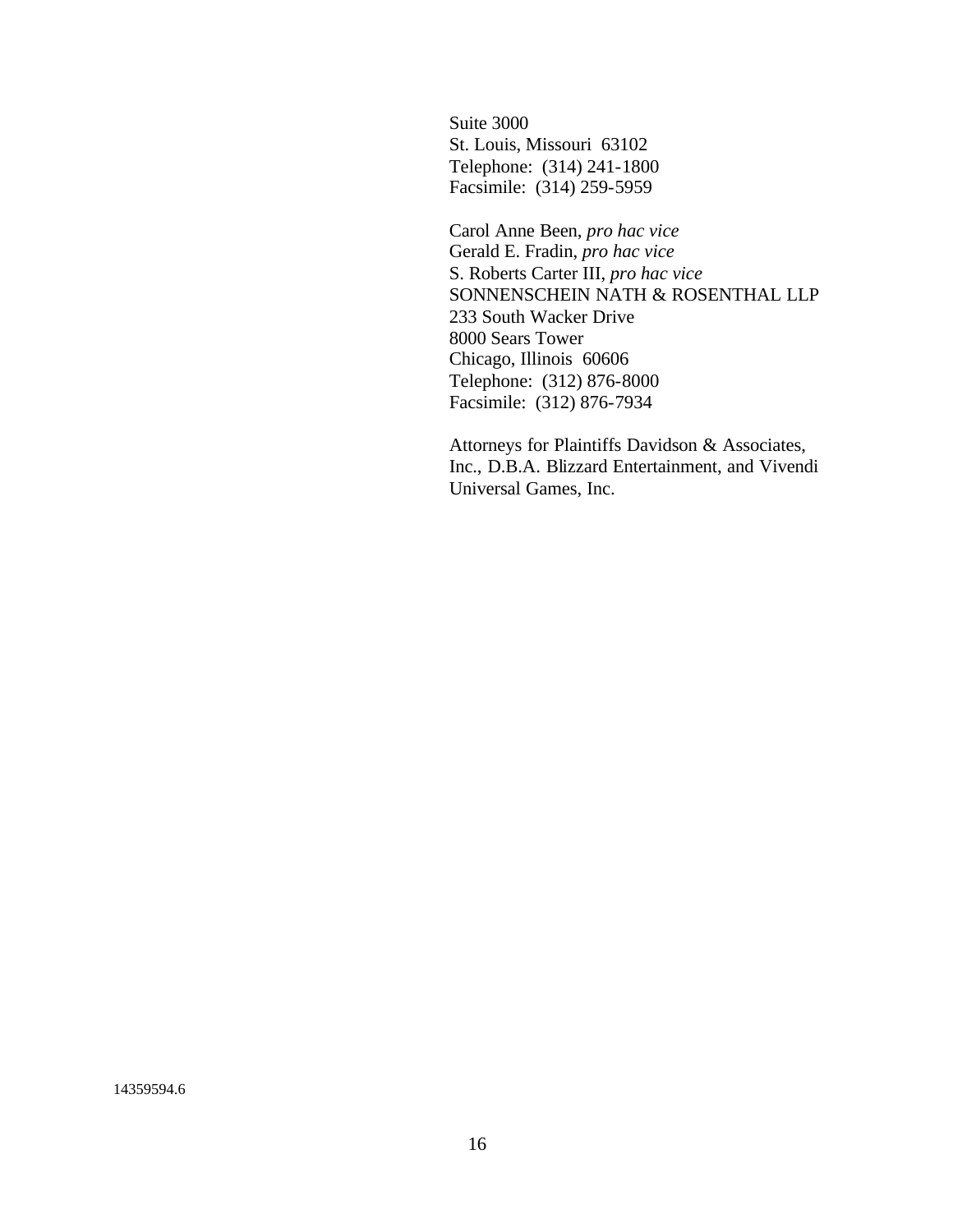Suite 3000
St. Louis, Missouri 63102
Telephone: (314) 241-1800
Facsimile: (314) 259-5959

Carol Anne Been, *pro hac vice*
Gerald E. Fradin, *pro hac vice*
S. Roberts Carter III, *pro hac vice*
SONNENSCHEIN NATH & ROSENTHAL LLP
233 South Wacker Drive
8000 Sears Tower
Chicago, Illinois 60606
Telephone: (312) 876-8000
Facsimile: (312) 876-7934

Attorneys for Plaintiffs Davidson & Associates, Inc., D.B.A. Blizzard Entertainment, and Vivendi Universal Games, Inc.

14359594.6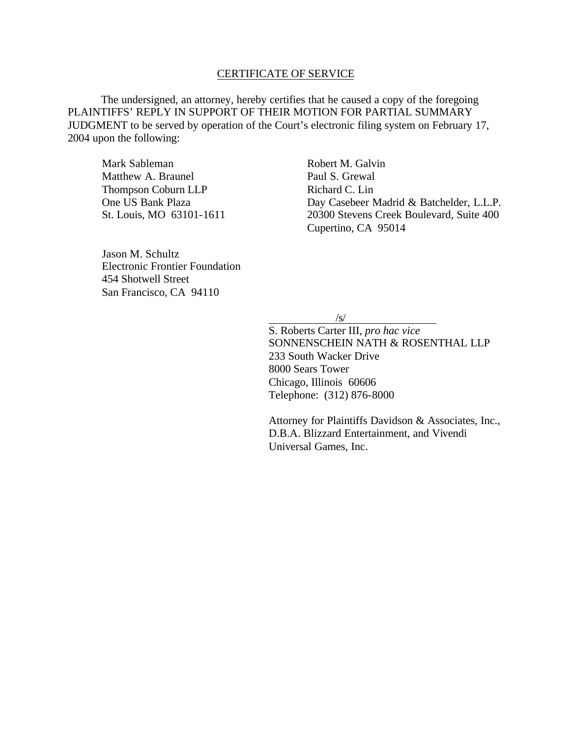## CERTIFICATE OF SERVICE

The undersigned, an attorney, hereby certifies that he caused a copy of the foregoing PLAINTIFFS' REPLY IN SUPPORT OF THEIR MOTION FOR PARTIAL SUMMARY JUDGMENT to be served by operation of the Court's electronic filing system on February 17, 2004 upon the following:

Mark Sableman
Matthew A. Braunel
Thompson Coburn LLP
One US Bank Plaza
St. Louis, MO 63101-1611

Robert M. Galvin
Paul S. Grewal
Richard C. Lin
Day Casebeer Madrid & Batchelder, L.L.P.
20300 Stevens Creek Boulevard, Suite 400
Cupertino, CA 95014

Jason M. Schultz
Electronic Frontier Foundation
454 Shotwell Street
San Francisco, CA 94110

/s/

S. Roberts Carter III, *pro hac vice*
SONNENSCHEIN NATH & ROSENTHAL LLP
233 South Wacker Drive
8000 Sears Tower
Chicago, Illinois 60606
Telephone: (312) 876-8000

Attorney for Plaintiffs Davidson & Associates, Inc., D.B.A. Blizzard Entertainment, and Vivendi Universal Games, Inc.